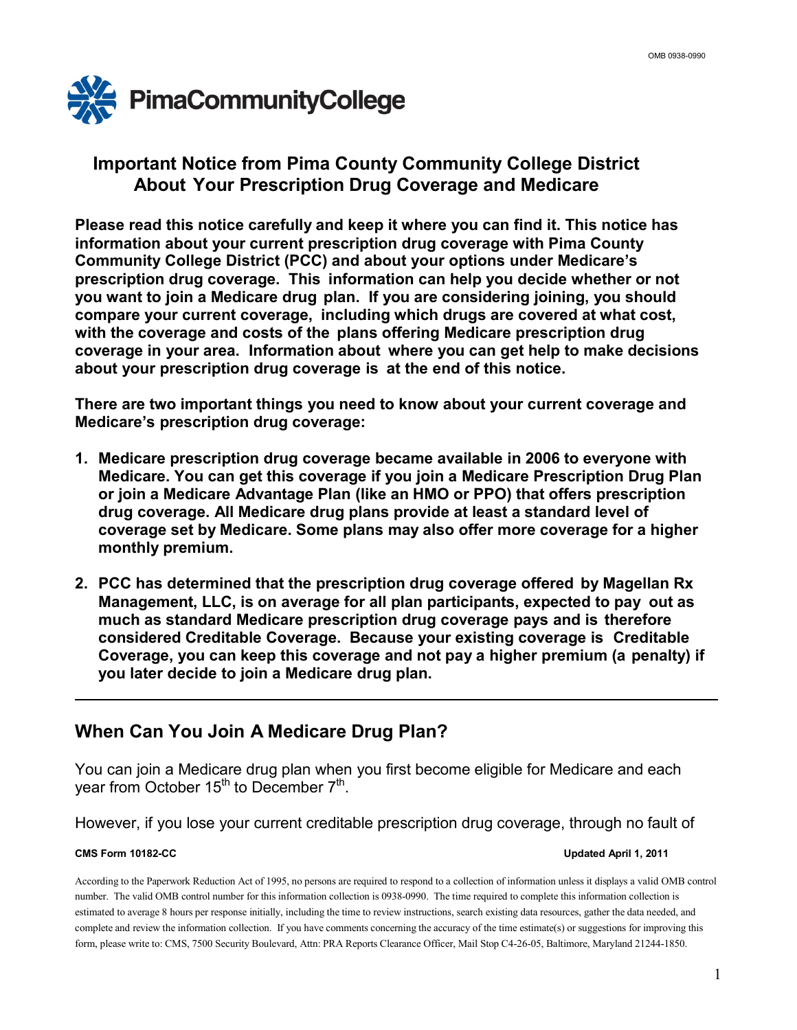PimaCommunityCollege

# Important Notice from Pima County Community College District About Your Prescription Drug Coverage and Medicare

**Please read this notice carefully and keep it where you can find it. This notice has information about your current prescription drug coverage with Pima County Community College District (PCC) and about your options under Medicare's prescription drug coverage. This information can help you decide whether or not you want to join a Medicare drug plan. If you are considering joining, you should compare your current coverage, including which drugs are covered at what cost, with the coverage and costs of the plans offering Medicare prescription drug coverage in your area. Information about where you can get help to make decisions about your prescription drug coverage is at the end of this notice.**

**There are two important things you need to know about your current coverage and Medicare's prescription drug coverage:**

1. **Medicare prescription drug coverage became available in 2006 to everyone with Medicare. You can get this coverage if you join a Medicare Prescription Drug Plan or join a Medicare Advantage Plan (like an HMO or PPO) that offers prescription drug coverage. All Medicare drug plans provide at least a standard level of coverage set by Medicare. Some plans may also offer more coverage for a higher monthly premium.**

2. **PCC has determined that the prescription drug coverage offered by Magellan Rx Management, LLC, is on average for all plan participants, expected to pay out as much as standard Medicare prescription drug coverage pays and is therefore considered Creditable Coverage. Because your existing coverage is Creditable Coverage, you can keep this coverage and not pay a higher premium (a penalty) if you later decide to join a Medicare drug plan.**

---

## When Can You Join A Medicare Drug Plan?

You can join a Medicare drug plan when you first become eligible for Medicare and each year from October 15th to December 7th.

However, if you lose your current creditable prescription drug coverage, through no fault of

**CMS Form 10182-CC** **Updated April 1, 2011**

According to the Paperwork Reduction Act of 1995, no persons are required to respond to a collection of information unless it displays a valid OMB control number. The valid OMB control number for this information collection is 0938-0990. The time required to complete this information collection is estimated to average 8 hours per response initially, including the time to review instructions, search existing data resources, gather the data needed, and complete and review the information collection. If you have comments concerning the accuracy of the time estimate(s) or suggestions for improving this form, please write to: CMS, 7500 Security Boulevard, Attn: PRA Reports Clearance Officer, Mail Stop C4-26-05, Baltimore, Maryland 21244-1850.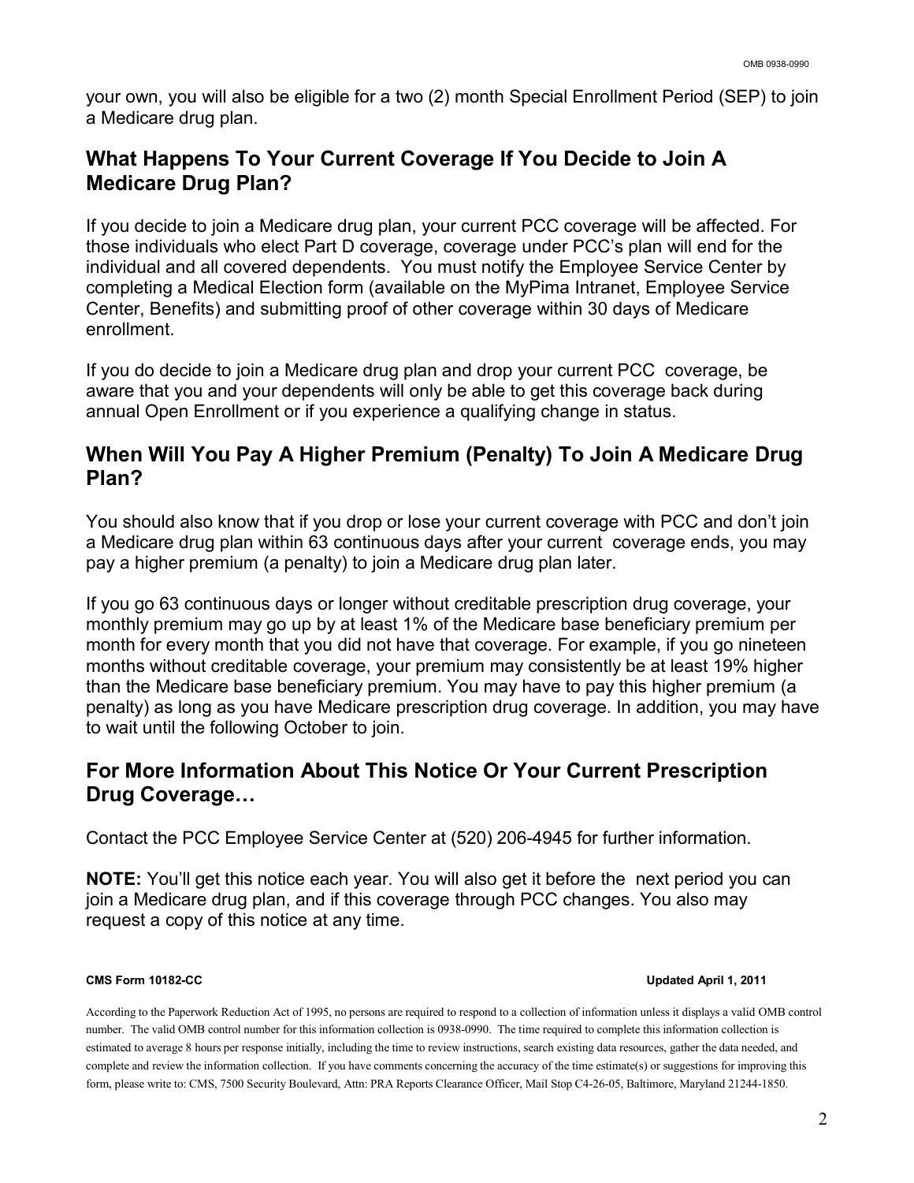your own, you will also be eligible for a two (2) month Special Enrollment Period (SEP) to join a Medicare drug plan.

## What Happens To Your Current Coverage If You Decide to Join A Medicare Drug Plan?

If you decide to join a Medicare drug plan, your current PCC coverage will be affected. For those individuals who elect Part D coverage, coverage under PCC's plan will end for the individual and all covered dependents. You must notify the Employee Service Center by completing a Medical Election form (available on the MyPima Intranet, Employee Service Center, Benefits) and submitting proof of other coverage within 30 days of Medicare enrollment.

If you do decide to join a Medicare drug plan and drop your current PCC coverage, be aware that you and your dependents will only be able to get this coverage back during annual Open Enrollment or if you experience a qualifying change in status.

## When Will You Pay A Higher Premium (Penalty) To Join A Medicare Drug Plan?

You should also know that if you drop or lose your current coverage with PCC and don't join a Medicare drug plan within 63 continuous days after your current coverage ends, you may pay a higher premium (a penalty) to join a Medicare drug plan later.

If you go 63 continuous days or longer without creditable prescription drug coverage, your monthly premium may go up by at least 1% of the Medicare base beneficiary premium per month for every month that you did not have that coverage. For example, if you go nineteen months without creditable coverage, your premium may consistently be at least 19% higher than the Medicare base beneficiary premium. You may have to pay this higher premium (a penalty) as long as you have Medicare prescription drug coverage. In addition, you may have to wait until the following October to join.

## For More Information About This Notice Or Your Current Prescription Drug Coverage…

Contact the PCC Employee Service Center at (520) 206-4945 for further information.

**NOTE:** You'll get this notice each year. You will also get it before the next period you can join a Medicare drug plan, and if this coverage through PCC changes. You also may request a copy of this notice at any time.

**CMS Form 10182-CC** **Updated April 1, 2011**

According to the Paperwork Reduction Act of 1995, no persons are required to respond to a collection of information unless it displays a valid OMB control number. The valid OMB control number for this information collection is 0938-0990. The time required to complete this information collection is estimated to average 8 hours per response initially, including the time to review instructions, search existing data resources, gather the data needed, and complete and review the information collection. If you have comments concerning the accuracy of the time estimate(s) or suggestions for improving this form, please write to: CMS, 7500 Security Boulevard, Attn: PRA Reports Clearance Officer, Mail Stop C4-26-05, Baltimore, Maryland 21244-1850.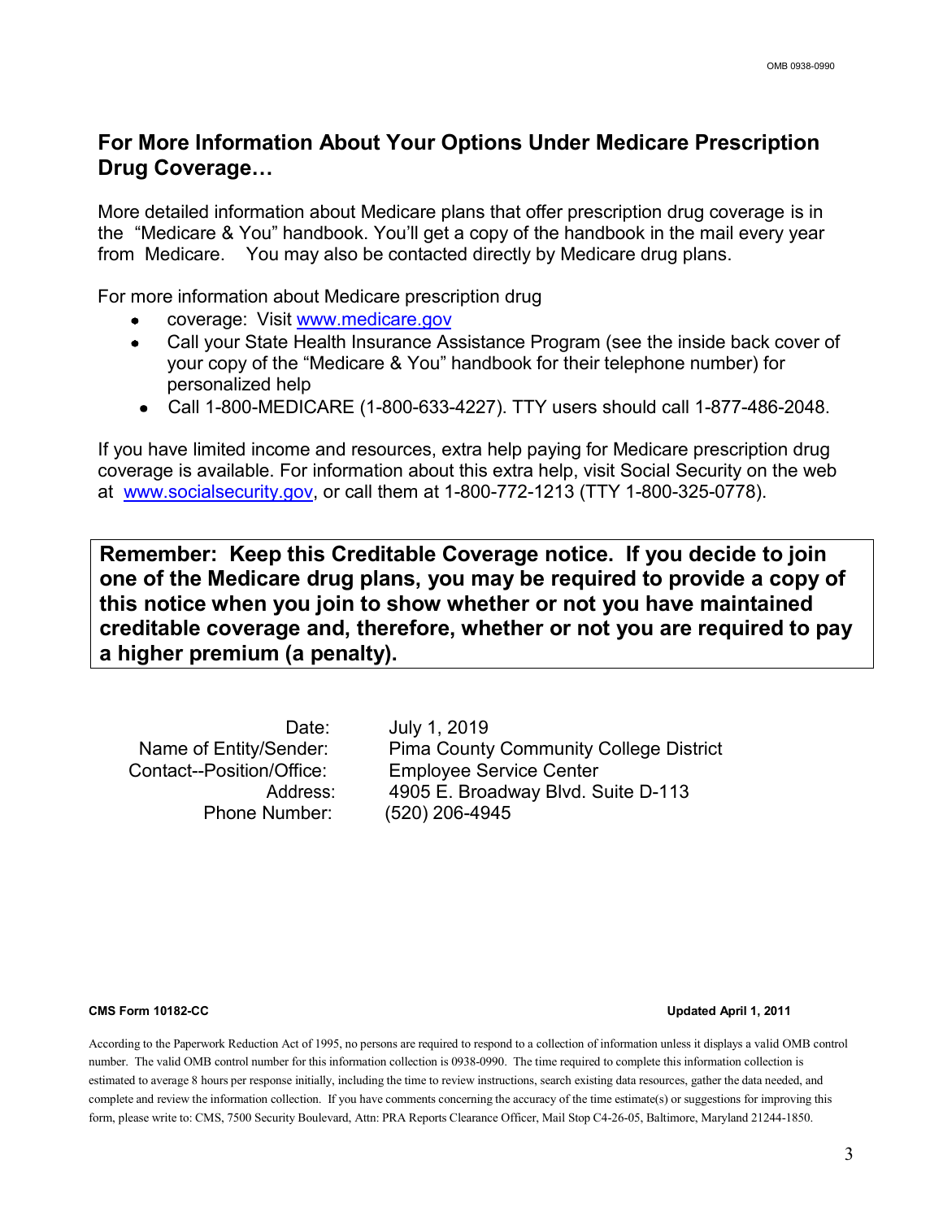OMB 0938-0990

## For More Information About Your Options Under Medicare Prescription Drug Coverage…

More detailed information about Medicare plans that offer prescription drug coverage is in the "Medicare & You" handbook. You'll get a copy of the handbook in the mail every year from Medicare. You may also be contacted directly by Medicare drug plans.

For more information about Medicare prescription drug

- coverage: Visit www.medicare.gov
- Call your State Health Insurance Assistance Program (see the inside back cover of your copy of the "Medicare & You" handbook for their telephone number) for personalized help
- Call 1-800-MEDICARE (1-800-633-4227). TTY users should call 1-877-486-2048.

If you have limited income and resources, extra help paying for Medicare prescription drug coverage is available. For information about this extra help, visit Social Security on the web at www.socialsecurity.gov, or call them at 1-800-772-1213 (TTY 1-800-325-0778).

**Remember: Keep this Creditable Coverage notice. If you decide to join one of the Medicare drug plans, you may be required to provide a copy of this notice when you join to show whether or not you have maintained creditable coverage and, therefore, whether or not you are required to pay a higher premium (a penalty).**

| | |
|---|---|
| Date: | July 1, 2019 |
| Name of Entity/Sender: | Pima County Community College District |
| Contact--Position/Office: | Employee Service Center |
| Address: | 4905 E. Broadway Blvd. Suite D-113 |
| Phone Number: | (520) 206-4945 |

**CMS Form 10182-CC** **Updated April 1, 2011**

According to the Paperwork Reduction Act of 1995, no persons are required to respond to a collection of information unless it displays a valid OMB control number. The valid OMB control number for this information collection is 0938-0990. The time required to complete this information collection is estimated to average 8 hours per response initially, including the time to review instructions, search existing data resources, gather the data needed, and complete and review the information collection. If you have comments concerning the accuracy of the time estimate(s) or suggestions for improving this form, please write to: CMS, 7500 Security Boulevard, Attn: PRA Reports Clearance Officer, Mail Stop C4-26-05, Baltimore, Maryland 21244-1850.